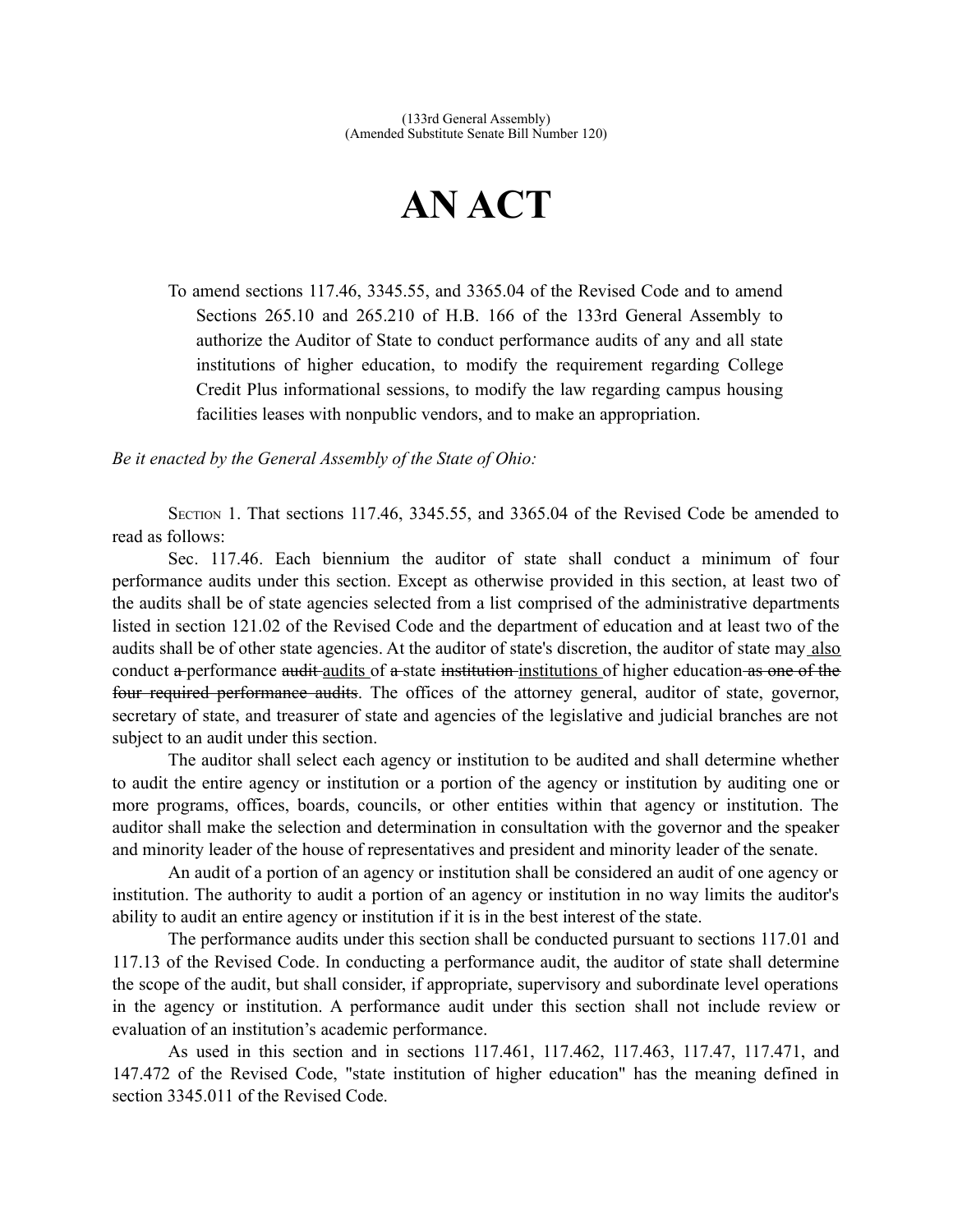(133rd General Assembly)
(Amended Substitute Senate Bill Number 120)

# AN ACT

To amend sections 117.46, 3345.55, and 3365.04 of the Revised Code and to amend Sections 265.10 and 265.210 of H.B. 166 of the 133rd General Assembly to authorize the Auditor of State to conduct performance audits of any and all state institutions of higher education, to modify the requirement regarding College Credit Plus informational sessions, to modify the law regarding campus housing facilities leases with nonpublic vendors, and to make an appropriation.

*Be it enacted by the General Assembly of the State of Ohio:*

SECTION 1. That sections 117.46, 3345.55, and 3365.04 of the Revised Code be amended to read as follows:

Sec. 117.46. Each biennium the auditor of state shall conduct a minimum of four performance audits under this section. Except as otherwise provided in this section, at least two of the audits shall be of state agencies selected from a list comprised of the administrative departments listed in section 121.02 of the Revised Code and the department of education and at least two of the audits shall be of other state agencies. At the auditor of state's discretion, the auditor of state may <u>also</u> conduct ~~a~~ performance ~~audit~~ <u>audits</u> of ~~a~~ state ~~institution~~ <u>institutions</u> of higher education ~~as one of the four required performance audits~~. The offices of the attorney general, auditor of state, governor, secretary of state, and treasurer of state and agencies of the legislative and judicial branches are not subject to an audit under this section.

The auditor shall select each agency or institution to be audited and shall determine whether to audit the entire agency or institution or a portion of the agency or institution by auditing one or more programs, offices, boards, councils, or other entities within that agency or institution. The auditor shall make the selection and determination in consultation with the governor and the speaker and minority leader of the house of representatives and president and minority leader of the senate.

An audit of a portion of an agency or institution shall be considered an audit of one agency or institution. The authority to audit a portion of an agency or institution in no way limits the auditor's ability to audit an entire agency or institution if it is in the best interest of the state.

The performance audits under this section shall be conducted pursuant to sections 117.01 and 117.13 of the Revised Code. In conducting a performance audit, the auditor of state shall determine the scope of the audit, but shall consider, if appropriate, supervisory and subordinate level operations in the agency or institution. A performance audit under this section shall not include review or evaluation of an institution's academic performance.

As used in this section and in sections 117.461, 117.462, 117.463, 117.47, 117.471, and 147.472 of the Revised Code, "state institution of higher education" has the meaning defined in section 3345.011 of the Revised Code.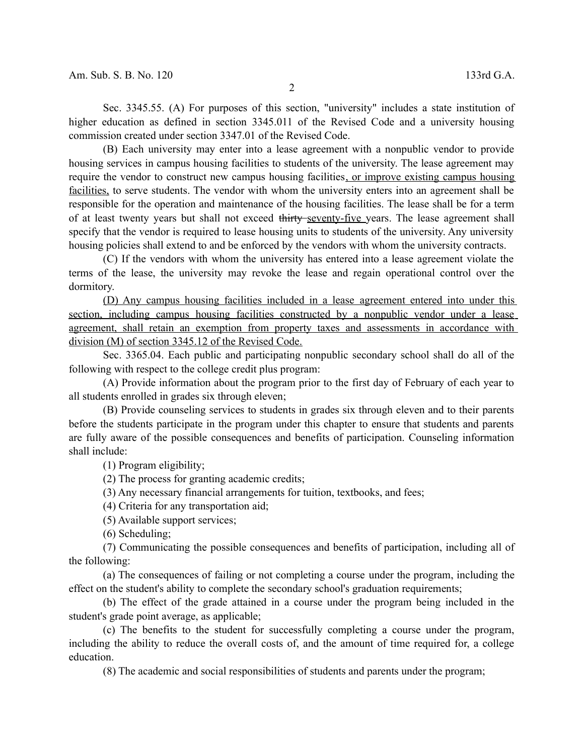Sec. 3345.55. (A) For purposes of this section, "university" includes a state institution of higher education as defined in section 3345.011 of the Revised Code and a university housing commission created under section 3347.01 of the Revised Code.

(B) Each university may enter into a lease agreement with a nonpublic vendor to provide housing services in campus housing facilities to students of the university. The lease agreement may require the vendor to construct new campus housing facilities<u>, or improve existing campus housing facilities,</u> to serve students. The vendor with whom the university enters into an agreement shall be responsible for the operation and maintenance of the housing facilities. The lease shall be for a term of at least twenty years but shall not exceed ~~thirty~~ <u>seventy-five</u> years. The lease agreement shall specify that the vendor is required to lease housing units to students of the university. Any university housing policies shall extend to and be enforced by the vendors with whom the university contracts.

(C) If the vendors with whom the university has entered into a lease agreement violate the terms of the lease, the university may revoke the lease and regain operational control over the dormitory.

<u>(D) Any campus housing facilities included in a lease agreement entered into under this section, including campus housing facilities constructed by a nonpublic vendor under a lease agreement, shall retain an exemption from property taxes and assessments in accordance with division (M) of section 3345.12 of the Revised Code.</u>

Sec. 3365.04. Each public and participating nonpublic secondary school shall do all of the following with respect to the college credit plus program:

(A) Provide information about the program prior to the first day of February of each year to all students enrolled in grades six through eleven;

(B) Provide counseling services to students in grades six through eleven and to their parents before the students participate in the program under this chapter to ensure that students and parents are fully aware of the possible consequences and benefits of participation. Counseling information shall include:

(1) Program eligibility;

(2) The process for granting academic credits;

(3) Any necessary financial arrangements for tuition, textbooks, and fees;

(4) Criteria for any transportation aid;

(5) Available support services;

(6) Scheduling;

(7) Communicating the possible consequences and benefits of participation, including all of the following:

(a) The consequences of failing or not completing a course under the program, including the effect on the student's ability to complete the secondary school's graduation requirements;

(b) The effect of the grade attained in a course under the program being included in the student's grade point average, as applicable;

(c) The benefits to the student for successfully completing a course under the program, including the ability to reduce the overall costs of, and the amount of time required for, a college education.

(8) The academic and social responsibilities of students and parents under the program;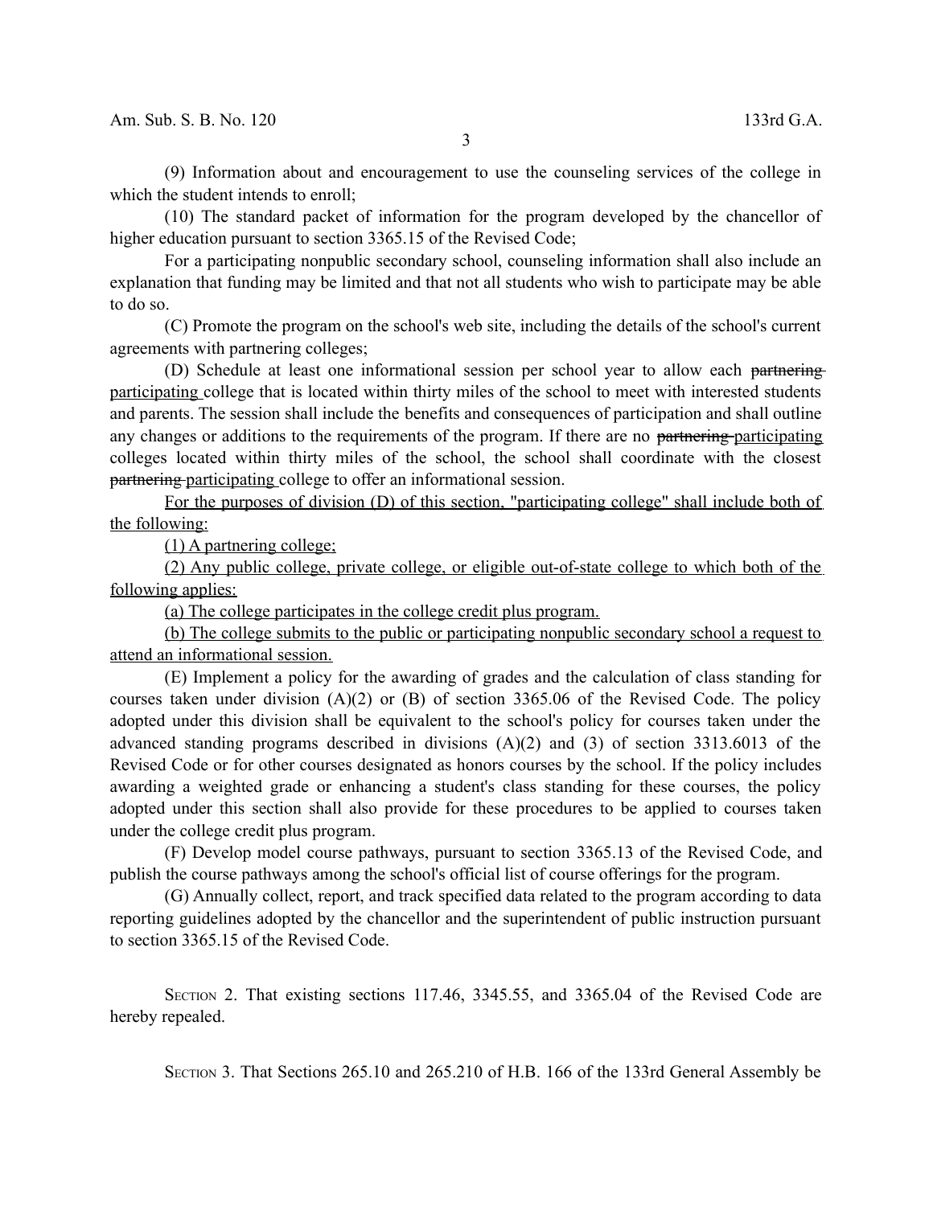(9) Information about and encouragement to use the counseling services of the college in which the student intends to enroll;

(10) The standard packet of information for the program developed by the chancellor of higher education pursuant to section 3365.15 of the Revised Code;

For a participating nonpublic secondary school, counseling information shall also include an explanation that funding may be limited and that not all students who wish to participate may be able to do so.

(C) Promote the program on the school's web site, including the details of the school's current agreements with partnering colleges;

(D) Schedule at least one informational session per school year to allow each ~~partnering~~ participating college that is located within thirty miles of the school to meet with interested students and parents. The session shall include the benefits and consequences of participation and shall outline any changes or additions to the requirements of the program. If there are no ~~partnering~~ participating colleges located within thirty miles of the school, the school shall coordinate with the closest ~~partnering~~ participating college to offer an informational session.

For the purposes of division (D) of this section, "participating college" shall include both of the following:

(1) A partnering college;

(2) Any public college, private college, or eligible out-of-state college to which both of the following applies:

(a) The college participates in the college credit plus program.

(b) The college submits to the public or participating nonpublic secondary school a request to attend an informational session.

(E) Implement a policy for the awarding of grades and the calculation of class standing for courses taken under division (A)(2) or (B) of section 3365.06 of the Revised Code. The policy adopted under this division shall be equivalent to the school's policy for courses taken under the advanced standing programs described in divisions (A)(2) and (3) of section 3313.6013 of the Revised Code or for other courses designated as honors courses by the school. If the policy includes awarding a weighted grade or enhancing a student's class standing for these courses, the policy adopted under this section shall also provide for these procedures to be applied to courses taken under the college credit plus program.

(F) Develop model course pathways, pursuant to section 3365.13 of the Revised Code, and publish the course pathways among the school's official list of course offerings for the program.

(G) Annually collect, report, and track specified data related to the program according to data reporting guidelines adopted by the chancellor and the superintendent of public instruction pursuant to section 3365.15 of the Revised Code.

SECTION 2. That existing sections 117.46, 3345.55, and 3365.04 of the Revised Code are hereby repealed.

SECTION 3. That Sections 265.10 and 265.210 of H.B. 166 of the 133rd General Assembly be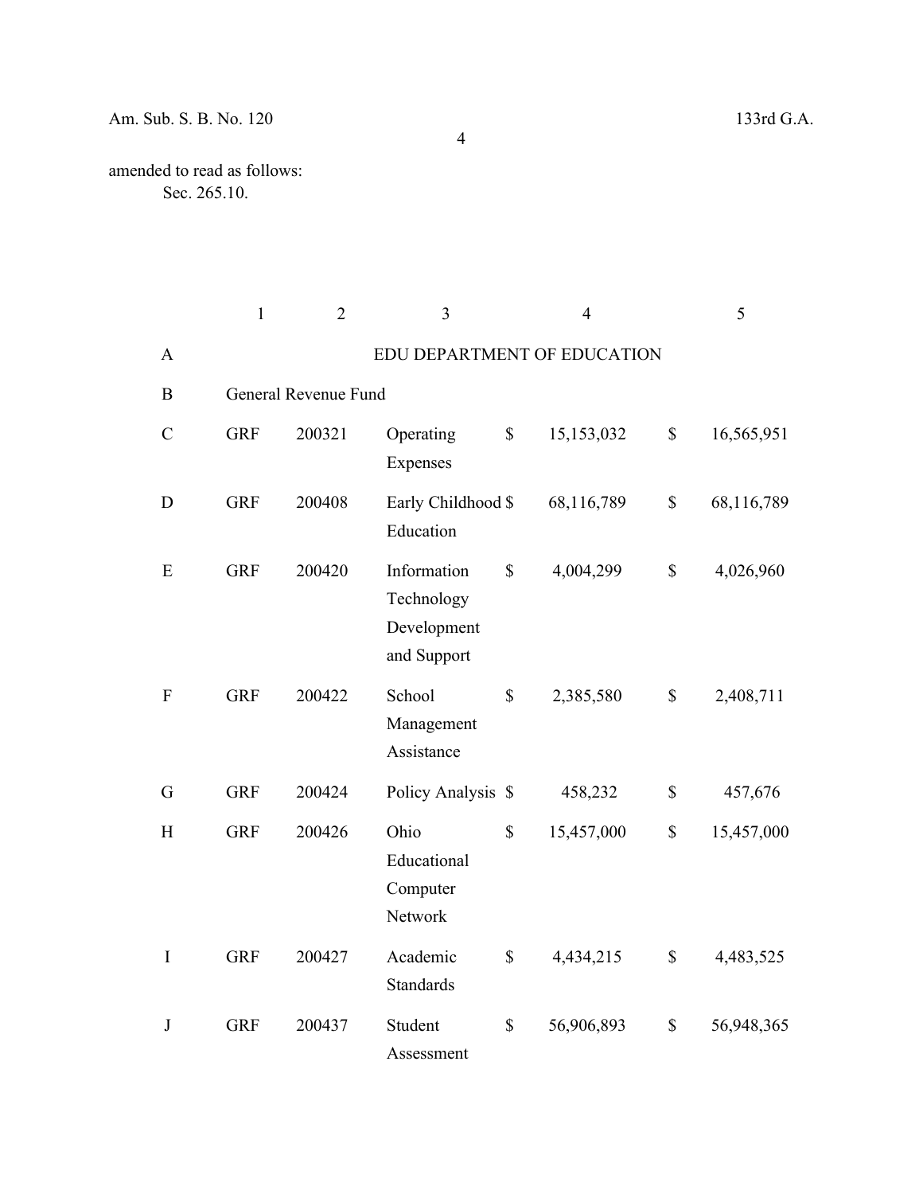amended to read as follows:

Sec. 265.10.

| | 1 | 2 | 3 | 4 | 5 |
|---|---|---|---|---|---|
| A | | | EDU DEPARTMENT OF EDUCATION | | |
| B | General Revenue Fund | | | | |
| C | GRF | 200321 | Operating Expenses | $ 15,153,032 | $ 16,565,951 |
| D | GRF | 200408 | Early Childhood Education | $ 68,116,789 | $ 68,116,789 |
| E | GRF | 200420 | Information Technology Development and Support | $ 4,004,299 | $ 4,026,960 |
| F | GRF | 200422 | School Management Assistance | $ 2,385,580 | $ 2,408,711 |
| G | GRF | 200424 | Policy Analysis | $ 458,232 | $ 457,676 |
| H | GRF | 200426 | Ohio Educational Computer Network | $ 15,457,000 | $ 15,457,000 |
| I | GRF | 200427 | Academic Standards | $ 4,434,215 | $ 4,483,525 |
| J | GRF | 200437 | Student Assessment | $ 56,906,893 | $ 56,948,365 |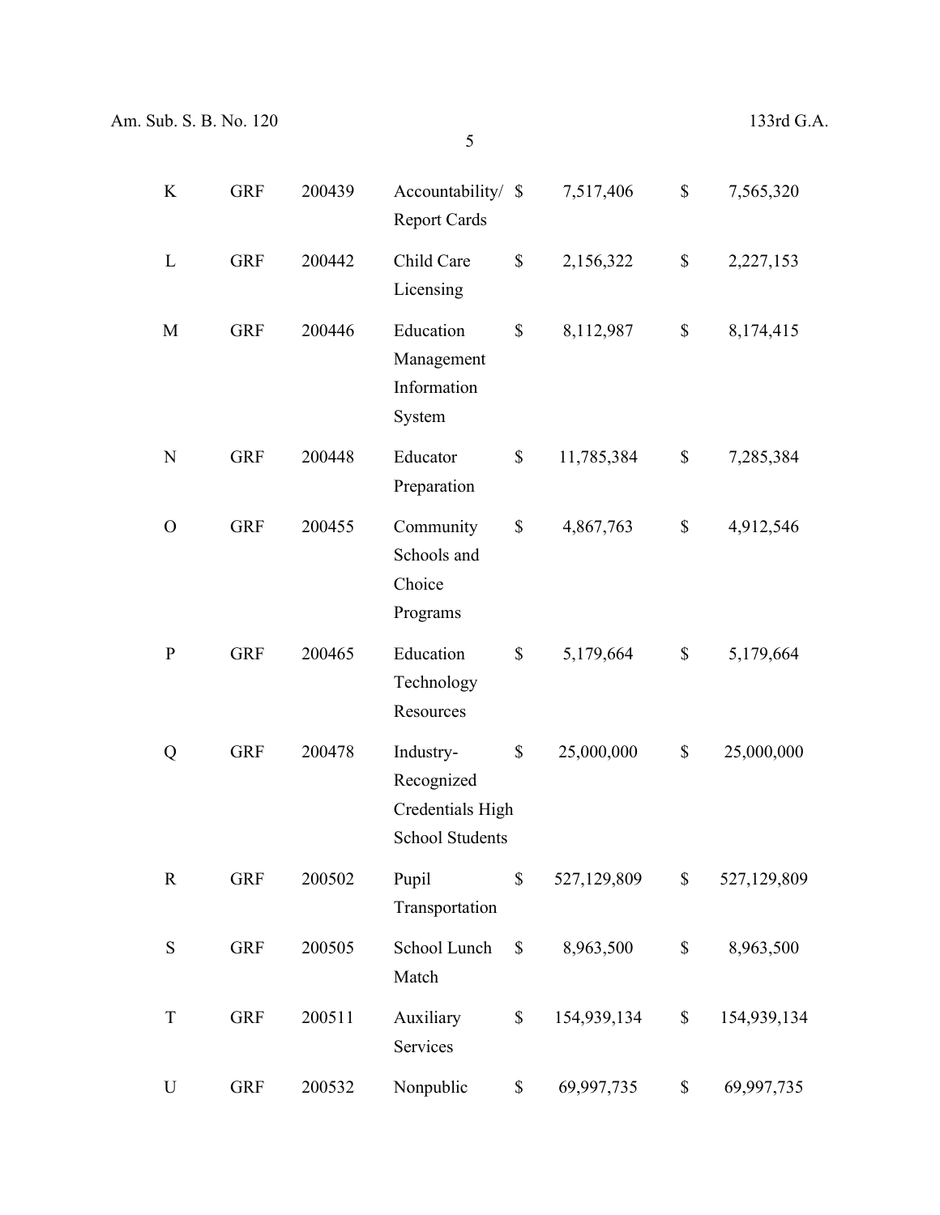| | | | | | | | |
|---|---|---|---|---|---|---|---|
| K | GRF | 200439 | Accountability/ Report Cards | $ | 7,517,406 | $ | 7,565,320 |
| L | GRF | 200442 | Child Care Licensing | $ | 2,156,322 | $ | 2,227,153 |
| M | GRF | 200446 | Education Management Information System | $ | 8,112,987 | $ | 8,174,415 |
| N | GRF | 200448 | Educator Preparation | $ | 11,785,384 | $ | 7,285,384 |
| O | GRF | 200455 | Community Schools and Choice Programs | $ | 4,867,763 | $ | 4,912,546 |
| P | GRF | 200465 | Education Technology Resources | $ | 5,179,664 | $ | 5,179,664 |
| Q | GRF | 200478 | Industry-Recognized Credentials High School Students | $ | 25,000,000 | $ | 25,000,000 |
| R | GRF | 200502 | Pupil Transportation | $ | 527,129,809 | $ | 527,129,809 |
| S | GRF | 200505 | School Lunch Match | $ | 8,963,500 | $ | 8,963,500 |
| T | GRF | 200511 | Auxiliary Services | $ | 154,939,134 | $ | 154,939,134 |
| U | GRF | 200532 | Nonpublic | $ | 69,997,735 | $ | 69,997,735 |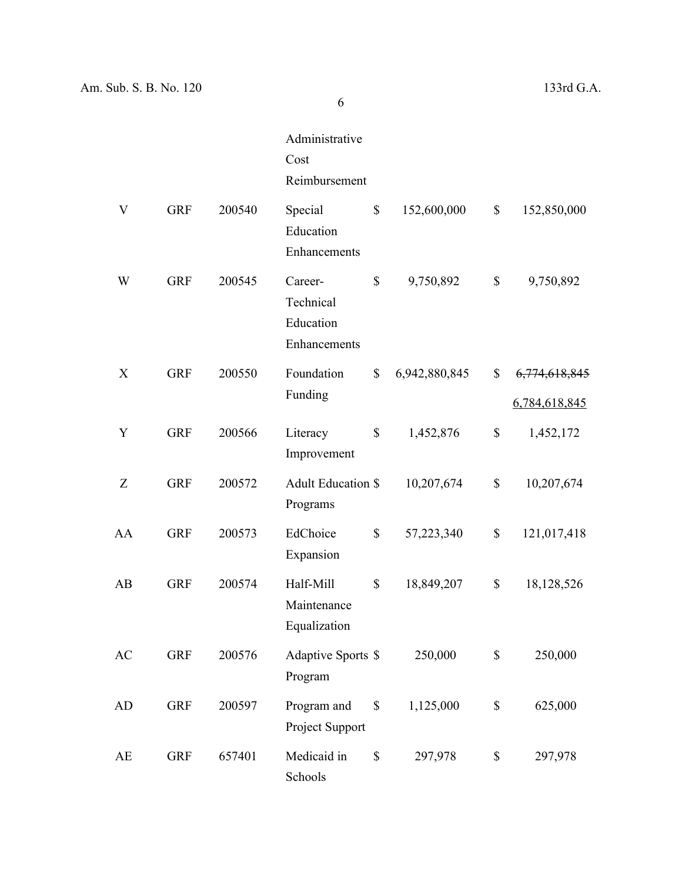| | | | | | | | |
|---|---|---|---|---|---|---|---|
| | | | Administrative Cost Reimbursement | | | | |
| V | GRF | 200540 | Special Education Enhancements | $ | 152,600,000 | $ | 152,850,000 |
| W | GRF | 200545 | Career-Technical Education Enhancements | $ | 9,750,892 | $ | 9,750,892 |
| X | GRF | 200550 | Foundation Funding | $ | 6,942,880,845 | $ | ~~6,774,618,845~~ <u>6,784,618,845</u> |
| Y | GRF | 200566 | Literacy Improvement | $ | 1,452,876 | $ | 1,452,172 |
| Z | GRF | 200572 | Adult Education Programs | $ | 10,207,674 | $ | 10,207,674 |
| AA | GRF | 200573 | EdChoice Expansion | $ | 57,223,340 | $ | 121,017,418 |
| AB | GRF | 200574 | Half-Mill Maintenance Equalization | $ | 18,849,207 | $ | 18,128,526 |
| AC | GRF | 200576 | Adaptive Sports Program | $ | 250,000 | $ | 250,000 |
| AD | GRF | 200597 | Program and Project Support | $ | 1,125,000 | $ | 625,000 |
| AE | GRF | 657401 | Medicaid in Schools | $ | 297,978 | $ | 297,978 |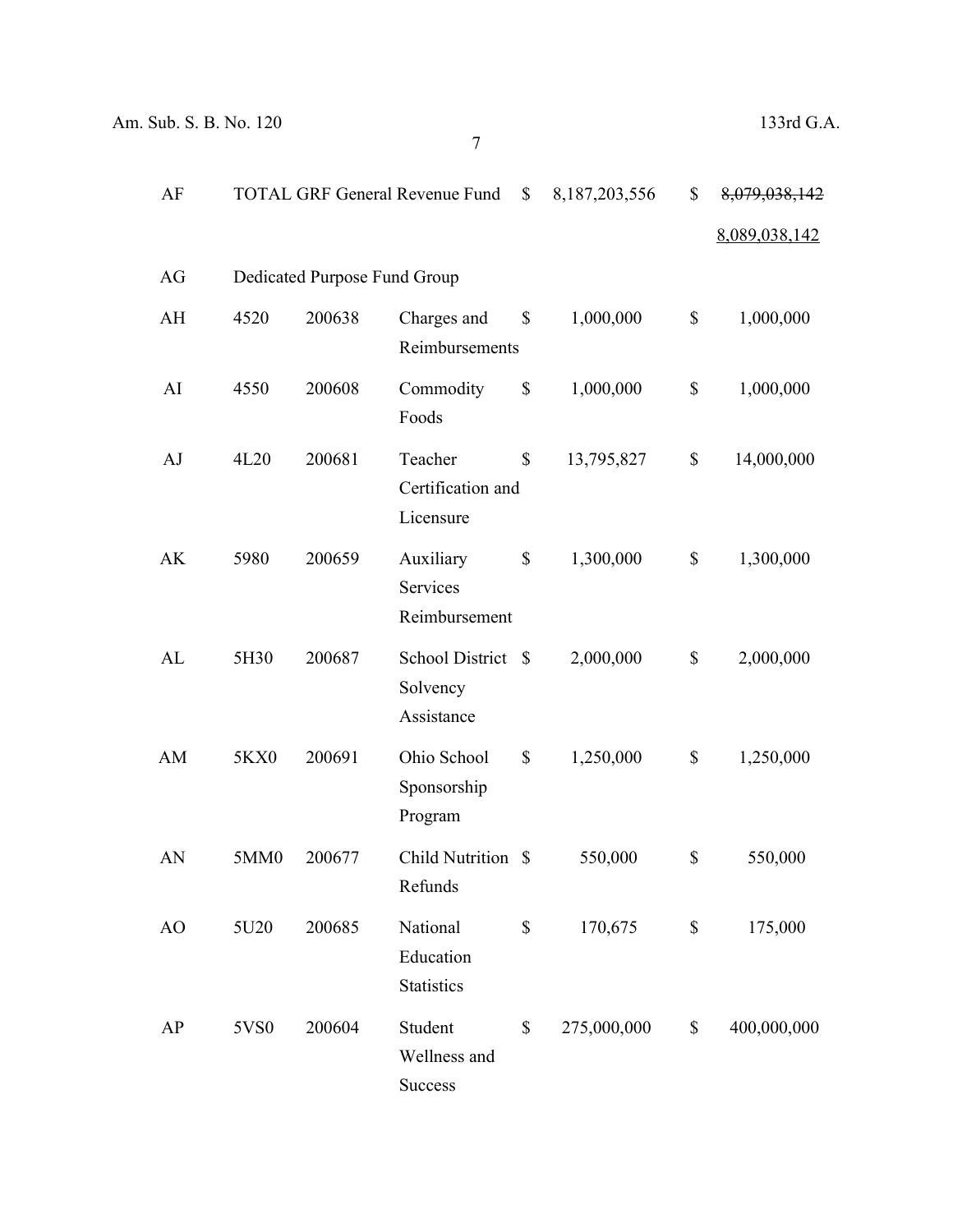| | | | | | | | |
|---|---|---|---|---|---|---|---|
| AF | TOTAL GRF General Revenue Fund | | | $ | 8,187,203,556 | $ | ~~8,079,038,142~~ <u>8,089,038,142</u> |
| AG | Dedicated Purpose Fund Group | | | | | | |
| AH | 4520 | 200638 | Charges and Reimbursements | $ | 1,000,000 | $ | 1,000,000 |
| AI | 4550 | 200608 | Commodity Foods | $ | 1,000,000 | $ | 1,000,000 |
| AJ | 4L20 | 200681 | Teacher Certification and Licensure | $ | 13,795,827 | $ | 14,000,000 |
| AK | 5980 | 200659 | Auxiliary Services Reimbursement | $ | 1,300,000 | $ | 1,300,000 |
| AL | 5H30 | 200687 | School District Solvency Assistance | $ | 2,000,000 | $ | 2,000,000 |
| AM | 5KX0 | 200691 | Ohio School Sponsorship Program | $ | 1,250,000 | $ | 1,250,000 |
| AN | 5MM0 | 200677 | Child Nutrition Refunds | $ | 550,000 | $ | 550,000 |
| AO | 5U20 | 200685 | National Education Statistics | $ | 170,675 | $ | 175,000 |
| AP | 5VS0 | 200604 | Student Wellness and Success | $ | 275,000,000 | $ | 400,000,000 |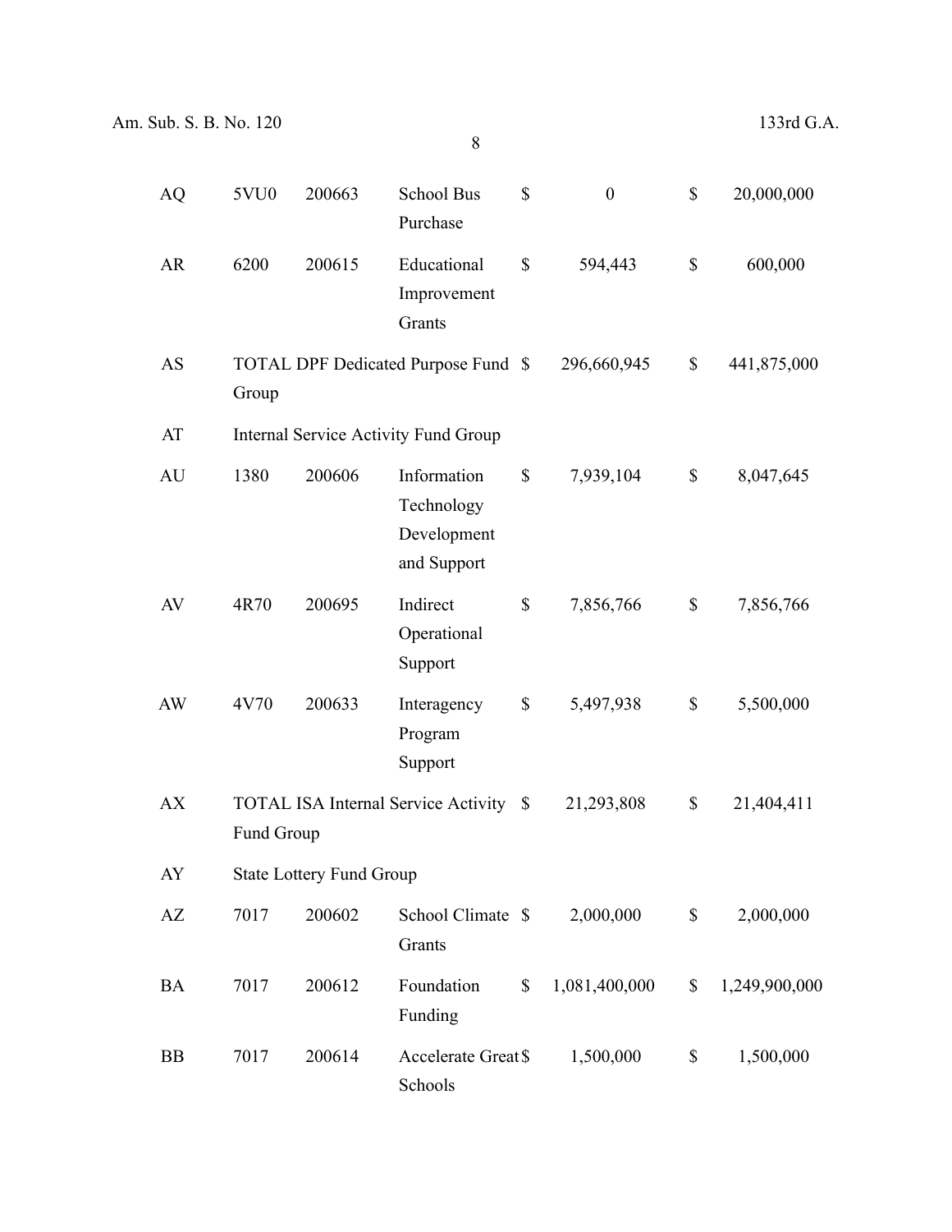| | | | | | | | |
|---|---|---|---|---|---|---|---|
| AQ | 5VU0 | 200663 | School Bus Purchase | $ | 0 | $ | 20,000,000 |
| AR | 6200 | 200615 | Educational Improvement Grants | $ | 594,443 | $ | 600,000 |
| AS | TOTAL DPF Dedicated Purpose Fund Group | | | $ | 296,660,945 | $ | 441,875,000 |
| AT | Internal Service Activity Fund Group | | | | | | |
| AU | 1380 | 200606 | Information Technology Development and Support | $ | 7,939,104 | $ | 8,047,645 |
| AV | 4R70 | 200695 | Indirect Operational Support | $ | 7,856,766 | $ | 7,856,766 |
| AW | 4V70 | 200633 | Interagency Program Support | $ | 5,497,938 | $ | 5,500,000 |
| AX | TOTAL ISA Internal Service Activity Fund Group | | | $ | 21,293,808 | $ | 21,404,411 |
| AY | State Lottery Fund Group | | | | | | |
| AZ | 7017 | 200602 | School Climate Grants | $ | 2,000,000 | $ | 2,000,000 |
| BA | 7017 | 200612 | Foundation Funding | $ | 1,081,400,000 | $ | 1,249,900,000 |
| BB | 7017 | 200614 | Accelerate Great Schools | $ | 1,500,000 | $ | 1,500,000 |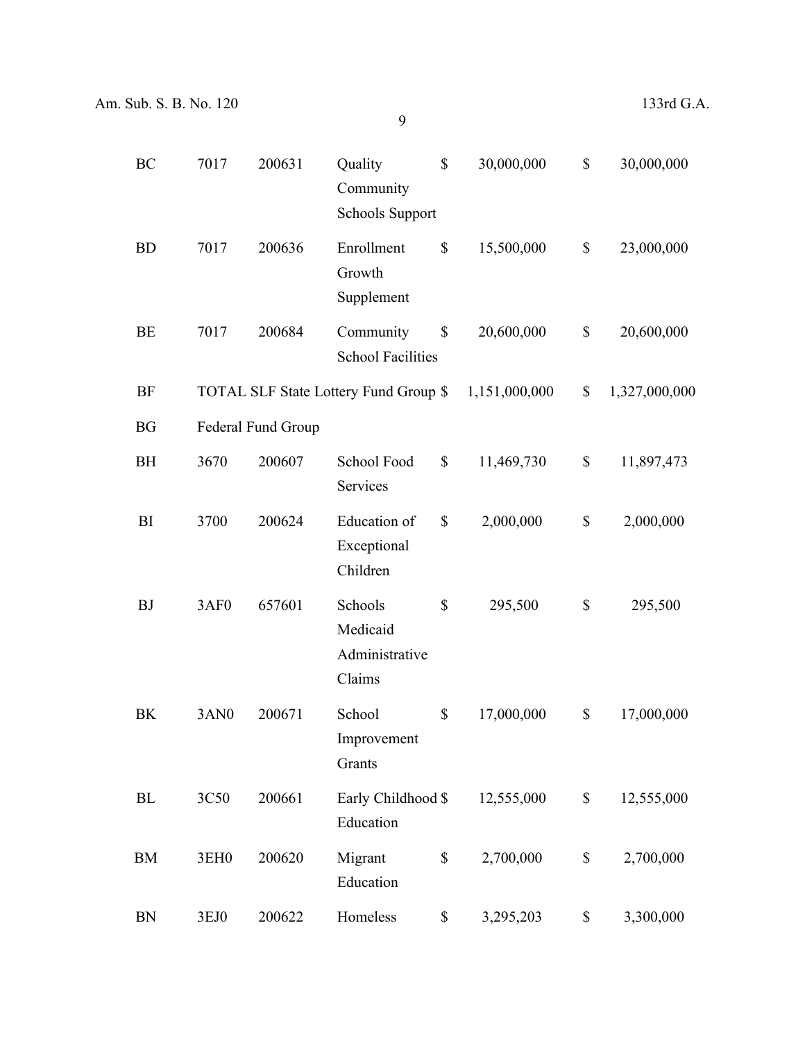| | | | | | | | |
|---|---|---|---|---|---|---|---|
| BC | 7017 | 200631 | Quality Community Schools Support | $ | 30,000,000 | $ | 30,000,000 |
| BD | 7017 | 200636 | Enrollment Growth Supplement | $ | 15,500,000 | $ | 23,000,000 |
| BE | 7017 | 200684 | Community School Facilities | $ | 20,600,000 | $ | 20,600,000 |
| BF | TOTAL SLF State Lottery Fund Group | | | $ | 1,151,000,000 | $ | 1,327,000,000 |
| BG | Federal Fund Group | | | | | | |
| BH | 3670 | 200607 | School Food Services | $ | 11,469,730 | $ | 11,897,473 |
| BI | 3700 | 200624 | Education of Exceptional Children | $ | 2,000,000 | $ | 2,000,000 |
| BJ | 3AF0 | 657601 | Schools Medicaid Administrative Claims | $ | 295,500 | $ | 295,500 |
| BK | 3AN0 | 200671 | School Improvement Grants | $ | 17,000,000 | $ | 17,000,000 |
| BL | 3C50 | 200661 | Early Childhood Education | $ | 12,555,000 | $ | 12,555,000 |
| BM | 3EH0 | 200620 | Migrant Education | $ | 2,700,000 | $ | 2,700,000 |
| BN | 3EJ0 | 200622 | Homeless | $ | 3,295,203 | $ | 3,300,000 |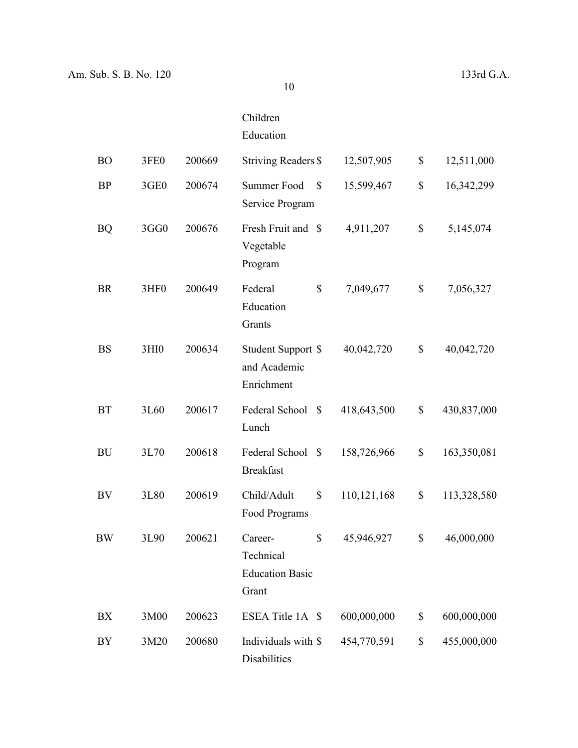| | | | | | | | |
|---|---|---|---|---|---|---|---|
| | | | Children Education | | | | |
| BO | 3FE0 | 200669 | Striving Readers | $ | 12,507,905 | $ | 12,511,000 |
| BP | 3GE0 | 200674 | Summer Food Service Program | $ | 15,599,467 | $ | 16,342,299 |
| BQ | 3GG0 | 200676 | Fresh Fruit and Vegetable Program | $ | 4,911,207 | $ | 5,145,074 |
| BR | 3HF0 | 200649 | Federal Education Grants | $ | 7,049,677 | $ | 7,056,327 |
| BS | 3HI0 | 200634 | Student Support and Academic Enrichment | $ | 40,042,720 | $ | 40,042,720 |
| BT | 3L60 | 200617 | Federal School Lunch | $ | 418,643,500 | $ | 430,837,000 |
| BU | 3L70 | 200618 | Federal School Breakfast | $ | 158,726,966 | $ | 163,350,081 |
| BV | 3L80 | 200619 | Child/Adult Food Programs | $ | 110,121,168 | $ | 113,328,580 |
| BW | 3L90 | 200621 | Career-Technical Education Basic Grant | $ | 45,946,927 | $ | 46,000,000 |
| BX | 3M00 | 200623 | ESEA Title 1A | $ | 600,000,000 | $ | 600,000,000 |
| BY | 3M20 | 200680 | Individuals with Disabilities | $ | 454,770,591 | $ | 455,000,000 |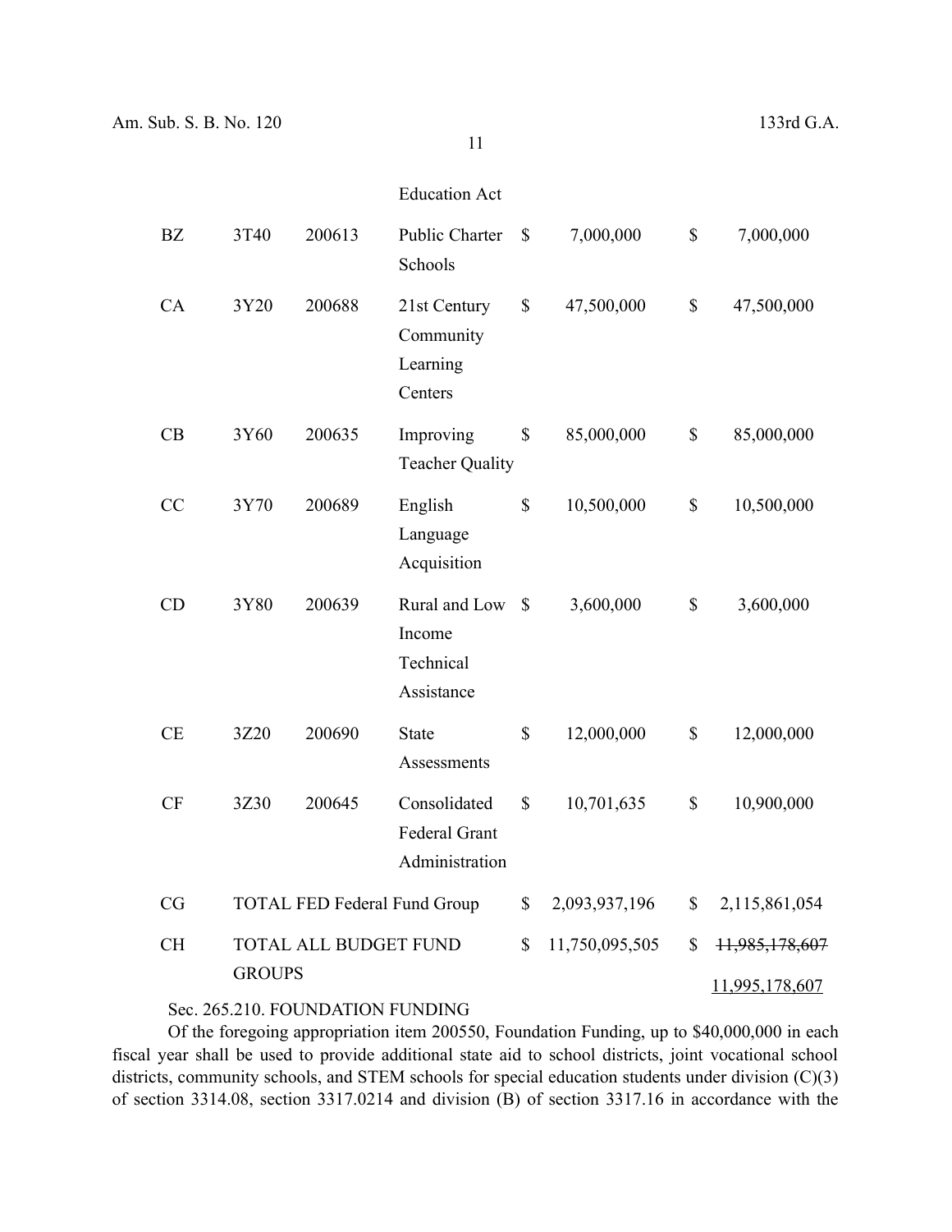| | | | | | | | |
|---|---|---|---|---|---|---|---|
| | | | Education Act | | | | |
| BZ | 3T40 | 200613 | Public Charter Schools | $ | 7,000,000 | $ | 7,000,000 |
| CA | 3Y20 | 200688 | 21st Century Community Learning Centers | $ | 47,500,000 | $ | 47,500,000 |
| CB | 3Y60 | 200635 | Improving Teacher Quality | $ | 85,000,000 | $ | 85,000,000 |
| CC | 3Y70 | 200689 | English Language Acquisition | $ | 10,500,000 | $ | 10,500,000 |
| CD | 3Y80 | 200639 | Rural and Low Income Technical Assistance | $ | 3,600,000 | $ | 3,600,000 |
| CE | 3Z20 | 200690 | State Assessments | $ | 12,000,000 | $ | 12,000,000 |
| CF | 3Z30 | 200645 | Consolidated Federal Grant Administration | $ | 10,701,635 | $ | 10,900,000 |
| CG | TOTAL FED Federal Fund Group | | | $ | 2,093,937,196 | $ | 2,115,861,054 |
| CH | TOTAL ALL BUDGET FUND GROUPS | | | $ | 11,750,095,505 | $ | ~~11,985,178,607~~ <u>11,995,178,607</u> |

Sec. 265.210. FOUNDATION FUNDING

Of the foregoing appropriation item 200550, Foundation Funding, up to $40,000,000 in each fiscal year shall be used to provide additional state aid to school districts, joint vocational school districts, community schools, and STEM schools for special education students under division (C)(3) of section 3314.08, section 3317.0214 and division (B) of section 3317.16 in accordance with the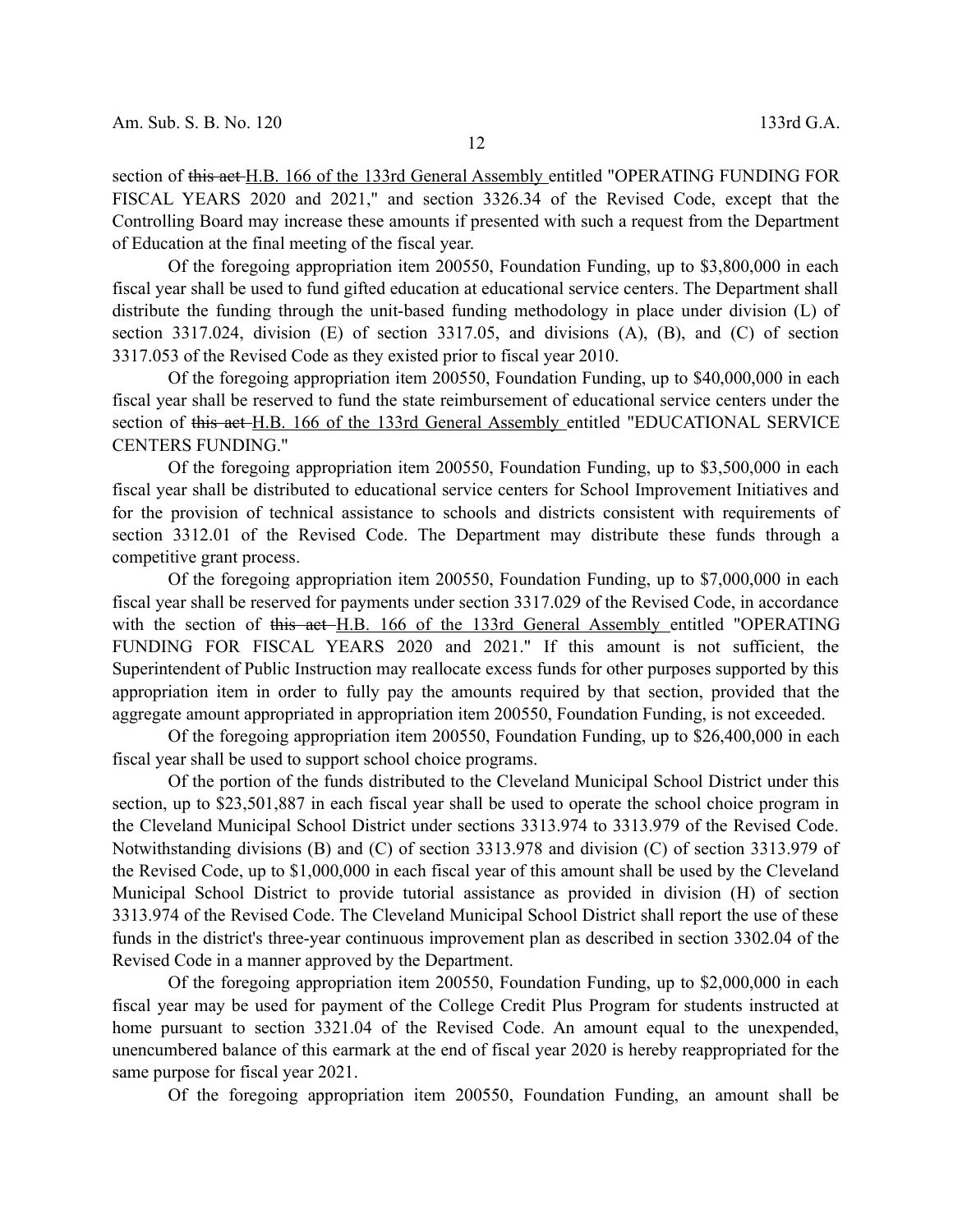section of ~~this act~~ H.B. 166 of the 133rd General Assembly entitled "OPERATING FUNDING FOR FISCAL YEARS 2020 and 2021," and section 3326.34 of the Revised Code, except that the Controlling Board may increase these amounts if presented with such a request from the Department of Education at the final meeting of the fiscal year.

Of the foregoing appropriation item 200550, Foundation Funding, up to $3,800,000 in each fiscal year shall be used to fund gifted education at educational service centers. The Department shall distribute the funding through the unit-based funding methodology in place under division (L) of section 3317.024, division (E) of section 3317.05, and divisions (A), (B), and (C) of section 3317.053 of the Revised Code as they existed prior to fiscal year 2010.

Of the foregoing appropriation item 200550, Foundation Funding, up to $40,000,000 in each fiscal year shall be reserved to fund the state reimbursement of educational service centers under the section of ~~this act~~ H.B. 166 of the 133rd General Assembly entitled "EDUCATIONAL SERVICE CENTERS FUNDING."

Of the foregoing appropriation item 200550, Foundation Funding, up to $3,500,000 in each fiscal year shall be distributed to educational service centers for School Improvement Initiatives and for the provision of technical assistance to schools and districts consistent with requirements of section 3312.01 of the Revised Code. The Department may distribute these funds through a competitive grant process.

Of the foregoing appropriation item 200550, Foundation Funding, up to $7,000,000 in each fiscal year shall be reserved for payments under section 3317.029 of the Revised Code, in accordance with the section of ~~this act~~ H.B. 166 of the 133rd General Assembly entitled "OPERATING FUNDING FOR FISCAL YEARS 2020 and 2021." If this amount is not sufficient, the Superintendent of Public Instruction may reallocate excess funds for other purposes supported by this appropriation item in order to fully pay the amounts required by that section, provided that the aggregate amount appropriated in appropriation item 200550, Foundation Funding, is not exceeded.

Of the foregoing appropriation item 200550, Foundation Funding, up to $26,400,000 in each fiscal year shall be used to support school choice programs.

Of the portion of the funds distributed to the Cleveland Municipal School District under this section, up to $23,501,887 in each fiscal year shall be used to operate the school choice program in the Cleveland Municipal School District under sections 3313.974 to 3313.979 of the Revised Code. Notwithstanding divisions (B) and (C) of section 3313.978 and division (C) of section 3313.979 of the Revised Code, up to $1,000,000 in each fiscal year of this amount shall be used by the Cleveland Municipal School District to provide tutorial assistance as provided in division (H) of section 3313.974 of the Revised Code. The Cleveland Municipal School District shall report the use of these funds in the district's three-year continuous improvement plan as described in section 3302.04 of the Revised Code in a manner approved by the Department.

Of the foregoing appropriation item 200550, Foundation Funding, up to $2,000,000 in each fiscal year may be used for payment of the College Credit Plus Program for students instructed at home pursuant to section 3321.04 of the Revised Code. An amount equal to the unexpended, unencumbered balance of this earmark at the end of fiscal year 2020 is hereby reappropriated for the same purpose for fiscal year 2021.

Of the foregoing appropriation item 200550, Foundation Funding, an amount shall be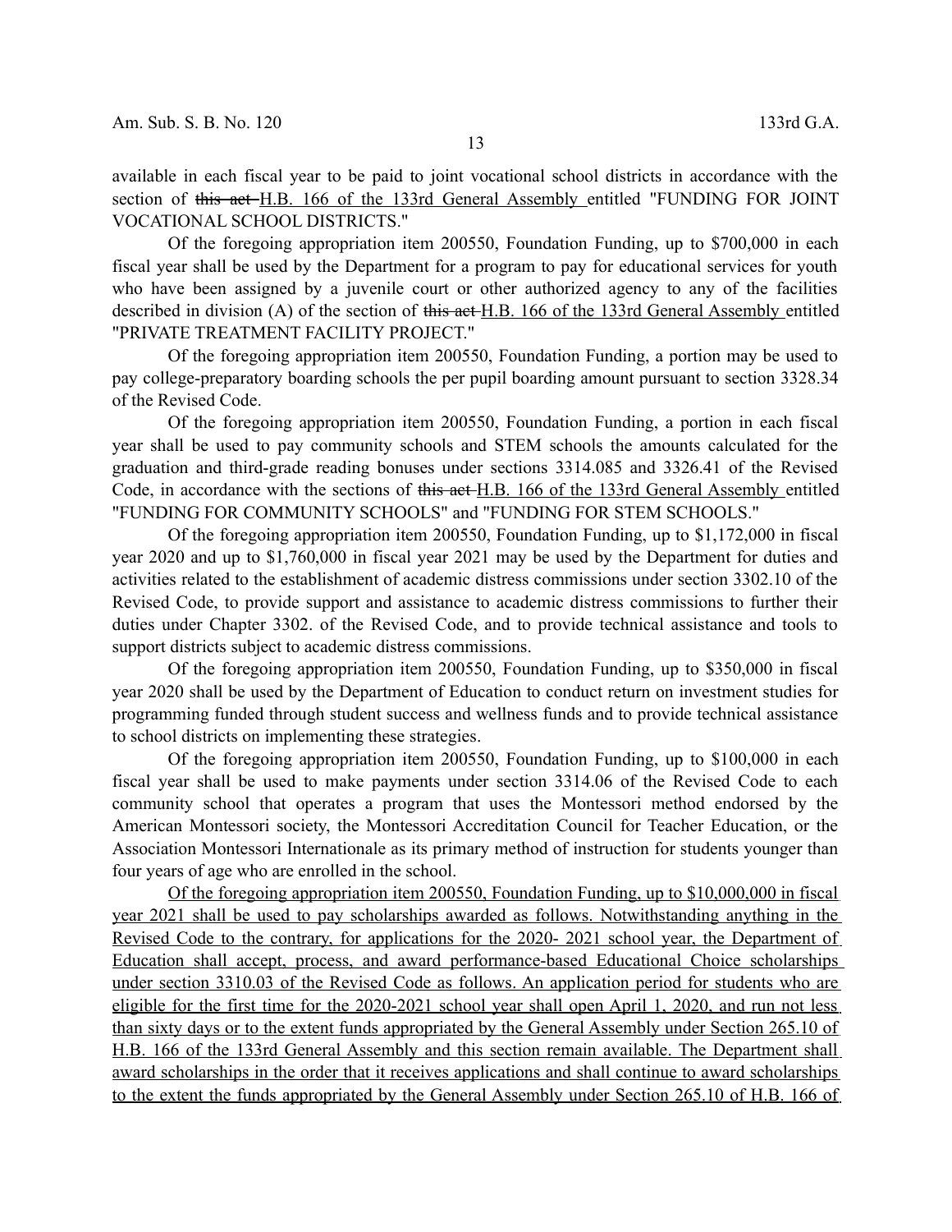available in each fiscal year to be paid to joint vocational school districts in accordance with the section of ~~this act~~ <u>H.B. 166 of the 133rd General Assembly</u> entitled "FUNDING FOR JOINT VOCATIONAL SCHOOL DISTRICTS."

Of the foregoing appropriation item 200550, Foundation Funding, up to $700,000 in each fiscal year shall be used by the Department for a program to pay for educational services for youth who have been assigned by a juvenile court or other authorized agency to any of the facilities described in division (A) of the section of ~~this act~~ <u>H.B. 166 of the 133rd General Assembly</u> entitled "PRIVATE TREATMENT FACILITY PROJECT."

Of the foregoing appropriation item 200550, Foundation Funding, a portion may be used to pay college-preparatory boarding schools the per pupil boarding amount pursuant to section 3328.34 of the Revised Code.

Of the foregoing appropriation item 200550, Foundation Funding, a portion in each fiscal year shall be used to pay community schools and STEM schools the amounts calculated for the graduation and third-grade reading bonuses under sections 3314.085 and 3326.41 of the Revised Code, in accordance with the sections of ~~this act~~ <u>H.B. 166 of the 133rd General Assembly</u> entitled "FUNDING FOR COMMUNITY SCHOOLS" and "FUNDING FOR STEM SCHOOLS."

Of the foregoing appropriation item 200550, Foundation Funding, up to $1,172,000 in fiscal year 2020 and up to $1,760,000 in fiscal year 2021 may be used by the Department for duties and activities related to the establishment of academic distress commissions under section 3302.10 of the Revised Code, to provide support and assistance to academic distress commissions to further their duties under Chapter 3302. of the Revised Code, and to provide technical assistance and tools to support districts subject to academic distress commissions.

Of the foregoing appropriation item 200550, Foundation Funding, up to $350,000 in fiscal year 2020 shall be used by the Department of Education to conduct return on investment studies for programming funded through student success and wellness funds and to provide technical assistance to school districts on implementing these strategies.

Of the foregoing appropriation item 200550, Foundation Funding, up to $100,000 in each fiscal year shall be used to make payments under section 3314.06 of the Revised Code to each community school that operates a program that uses the Montessori method endorsed by the American Montessori society, the Montessori Accreditation Council for Teacher Education, or the Association Montessori Internationale as its primary method of instruction for students younger than four years of age who are enrolled in the school.

<u>Of the foregoing appropriation item 200550, Foundation Funding, up to $10,000,000 in fiscal year 2021 shall be used to pay scholarships awarded as follows. Notwithstanding anything in the Revised Code to the contrary, for applications for the 2020- 2021 school year, the Department of Education shall accept, process, and award performance-based Educational Choice scholarships under section 3310.03 of the Revised Code as follows. An application period for students who are eligible for the first time for the 2020-2021 school year shall open April 1, 2020, and run not less than sixty days or to the extent funds appropriated by the General Assembly under Section 265.10 of H.B. 166 of the 133rd General Assembly and this section remain available. The Department shall award scholarships in the order that it receives applications and shall continue to award scholarships to the extent the funds appropriated by the General Assembly under Section 265.10 of H.B. 166 of</u>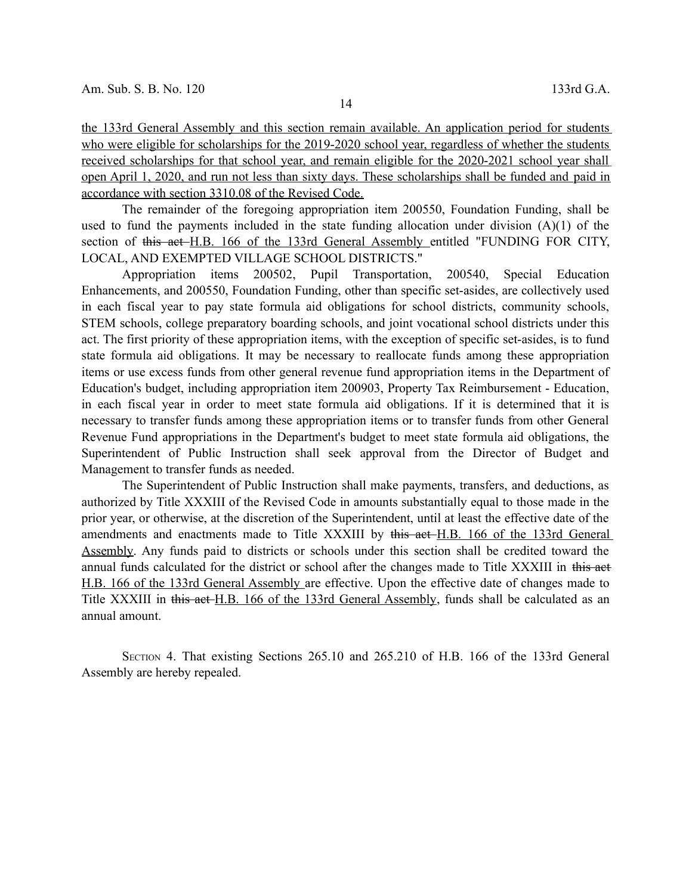the 133rd General Assembly and this section remain available. An application period for students who were eligible for scholarships for the 2019-2020 school year, regardless of whether the students received scholarships for that school year, and remain eligible for the 2020-2021 school year shall open April 1, 2020, and run not less than sixty days. These scholarships shall be funded and paid in accordance with section 3310.08 of the Revised Code.

The remainder of the foregoing appropriation item 200550, Foundation Funding, shall be used to fund the payments included in the state funding allocation under division (A)(1) of the section of ~~this act~~ H.B. 166 of the 133rd General Assembly entitled "FUNDING FOR CITY, LOCAL, AND EXEMPTED VILLAGE SCHOOL DISTRICTS."

Appropriation items 200502, Pupil Transportation, 200540, Special Education Enhancements, and 200550, Foundation Funding, other than specific set-asides, are collectively used in each fiscal year to pay state formula aid obligations for school districts, community schools, STEM schools, college preparatory boarding schools, and joint vocational school districts under this act. The first priority of these appropriation items, with the exception of specific set-asides, is to fund state formula aid obligations. It may be necessary to reallocate funds among these appropriation items or use excess funds from other general revenue fund appropriation items in the Department of Education's budget, including appropriation item 200903, Property Tax Reimbursement - Education, in each fiscal year in order to meet state formula aid obligations. If it is determined that it is necessary to transfer funds among these appropriation items or to transfer funds from other General Revenue Fund appropriations in the Department's budget to meet state formula aid obligations, the Superintendent of Public Instruction shall seek approval from the Director of Budget and Management to transfer funds as needed.

The Superintendent of Public Instruction shall make payments, transfers, and deductions, as authorized by Title XXXIII of the Revised Code in amounts substantially equal to those made in the prior year, or otherwise, at the discretion of the Superintendent, until at least the effective date of the amendments and enactments made to Title XXXIII by ~~this act~~ H.B. 166 of the 133rd General Assembly. Any funds paid to districts or schools under this section shall be credited toward the annual funds calculated for the district or school after the changes made to Title XXXIII in ~~this act~~ H.B. 166 of the 133rd General Assembly are effective. Upon the effective date of changes made to Title XXXIII in ~~this act~~ H.B. 166 of the 133rd General Assembly, funds shall be calculated as an annual amount.

SECTION 4. That existing Sections 265.10 and 265.210 of H.B. 166 of the 133rd General Assembly are hereby repealed.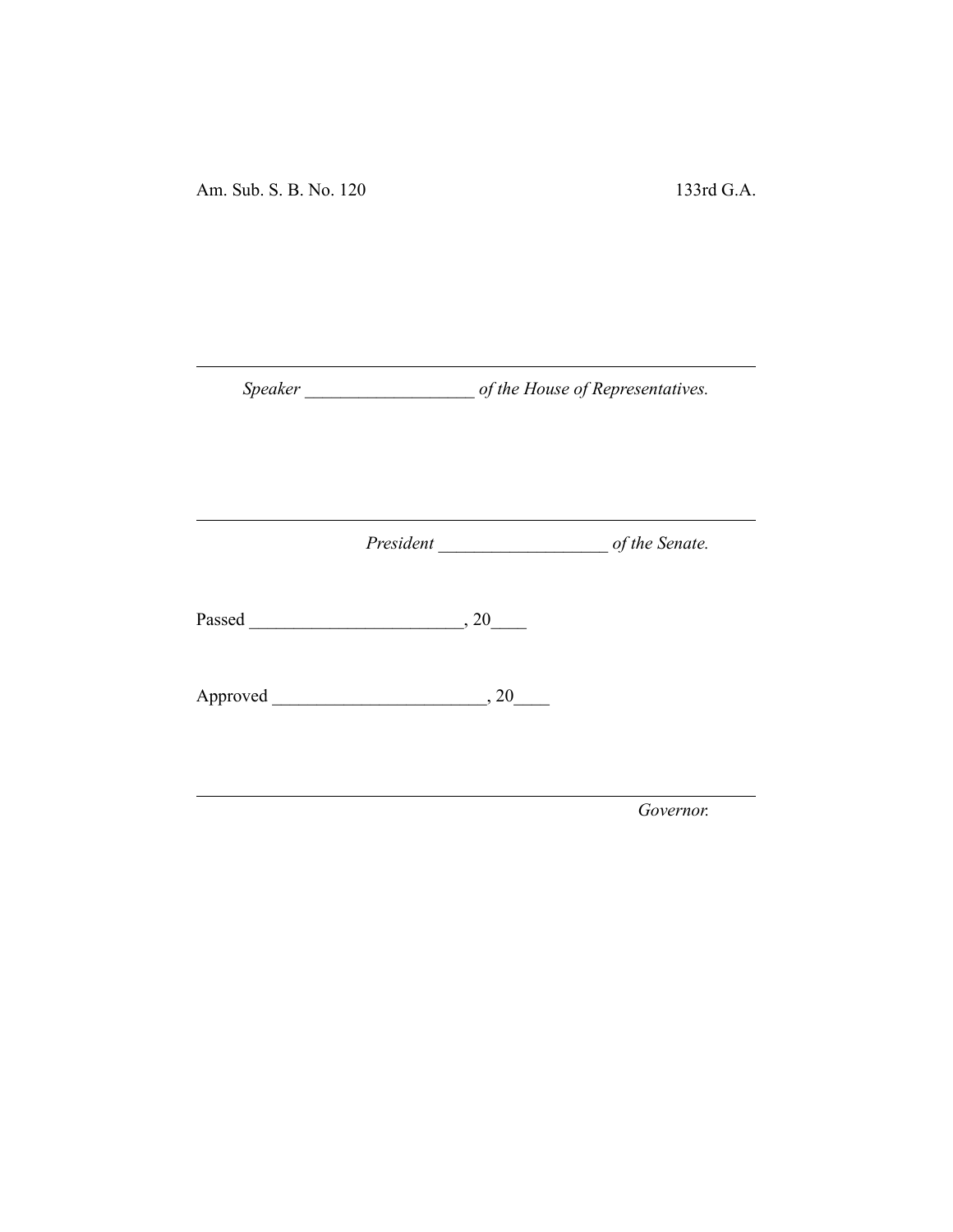Am. Sub. S. B. No. 120 133rd G.A.

---

*Speaker* ___________________ *of the House of Representatives.*

---

*President* ___________________ *of the Senate.*

Passed ________________________, 20____

Approved ________________________, 20____

---

*Governor.*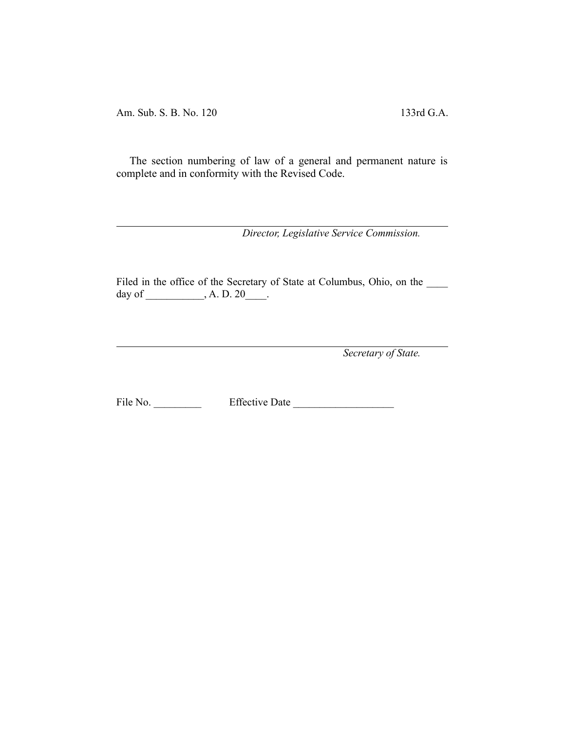Am. Sub. S. B. No. 120 133rd G.A.

The section numbering of law of a general and permanent nature is complete and in conformity with the Revised Code.

\_\_\_\_\_\_\_\_\_\_\_\_\_\_\_\_\_\_\_\_\_\_\_\_\_\_\_\_\_\_\_\_\_\_\_\_\_\_\_\_\_\_\_\_\_\_\_\_\_\_\_\_\_\_\_\_

*Director, Legislative Service Commission.*

Filed in the office of the Secretary of State at Columbus, Ohio, on the \_\_\_\_ day of \_\_\_\_\_\_\_\_\_\_\_, A. D. 20\_\_\_\_.

\_\_\_\_\_\_\_\_\_\_\_\_\_\_\_\_\_\_\_\_\_\_\_\_\_\_\_\_\_\_\_\_\_\_\_\_\_\_\_\_\_\_\_\_\_\_\_\_\_\_\_\_\_\_\_\_

*Secretary of State.*

File No. \_\_\_\_\_\_\_\_\_ Effective Date \_\_\_\_\_\_\_\_\_\_\_\_\_\_\_\_\_\_\_